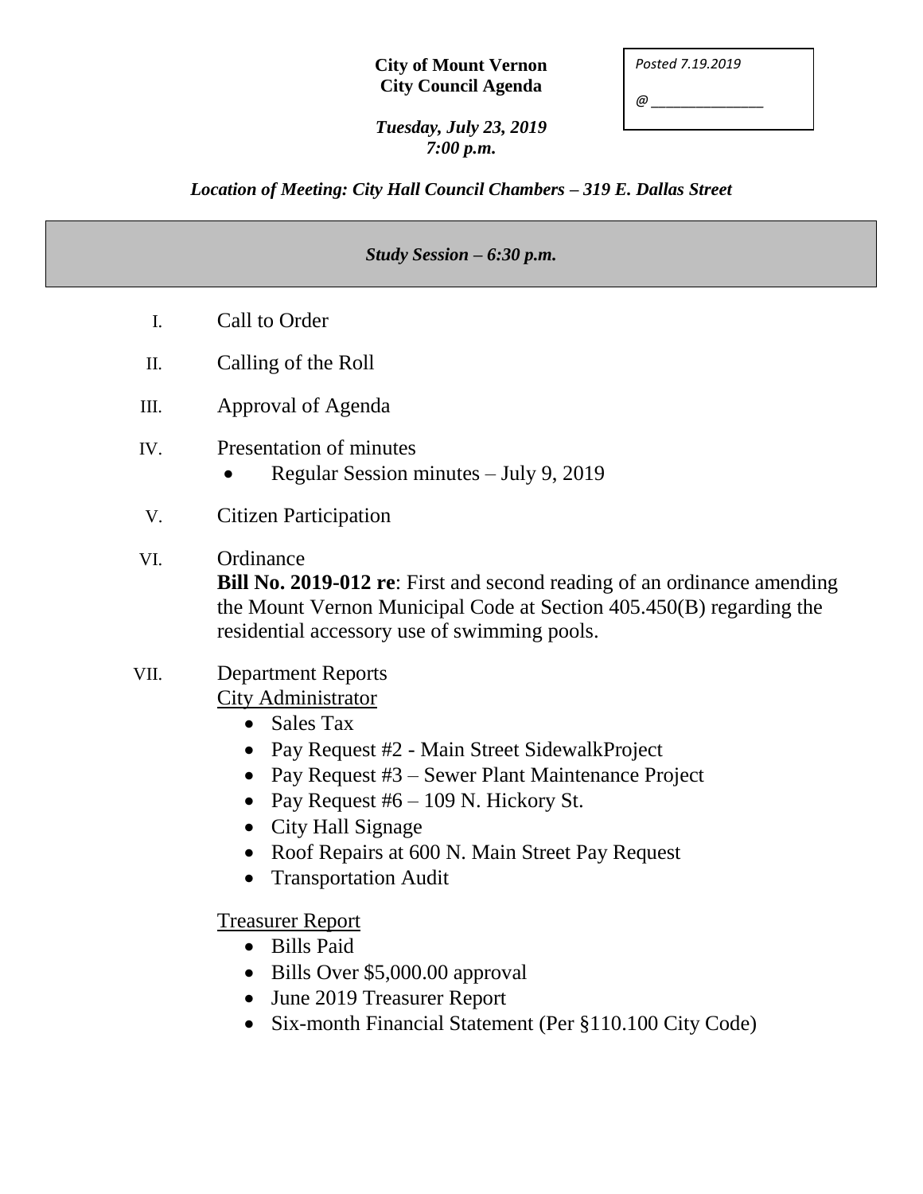**City of Mount Vernon**
**City Council Agenda**

*Posted 7.19.2019*

*@ _______________*

***Tuesday, July 23, 2019***
***7:00 p.m.***

***Location of Meeting: City Hall Council Chambers – 319 E. Dallas Street***

***Study Session – 6:30 p.m.***

I. Call to Order

II. Calling of the Roll

III. Approval of Agenda

IV. Presentation of minutes
- Regular Session minutes – July 9, 2019

V. Citizen Participation

VI. Ordinance
**Bill No. 2019-012 re**: First and second reading of an ordinance amending the Mount Vernon Municipal Code at Section 405.450(B) regarding the residential accessory use of swimming pools.

VII. Department Reports
City Administrator
- Sales Tax
- Pay Request #2 - Main Street SidewalkProject
- Pay Request #3 – Sewer Plant Maintenance Project
- Pay Request #6 – 109 N. Hickory St.
- City Hall Signage
- Roof Repairs at 600 N. Main Street Pay Request
- Transportation Audit

Treasurer Report
- Bills Paid
- Bills Over $5,000.00 approval
- June 2019 Treasurer Report
- Six-month Financial Statement (Per §110.100 City Code)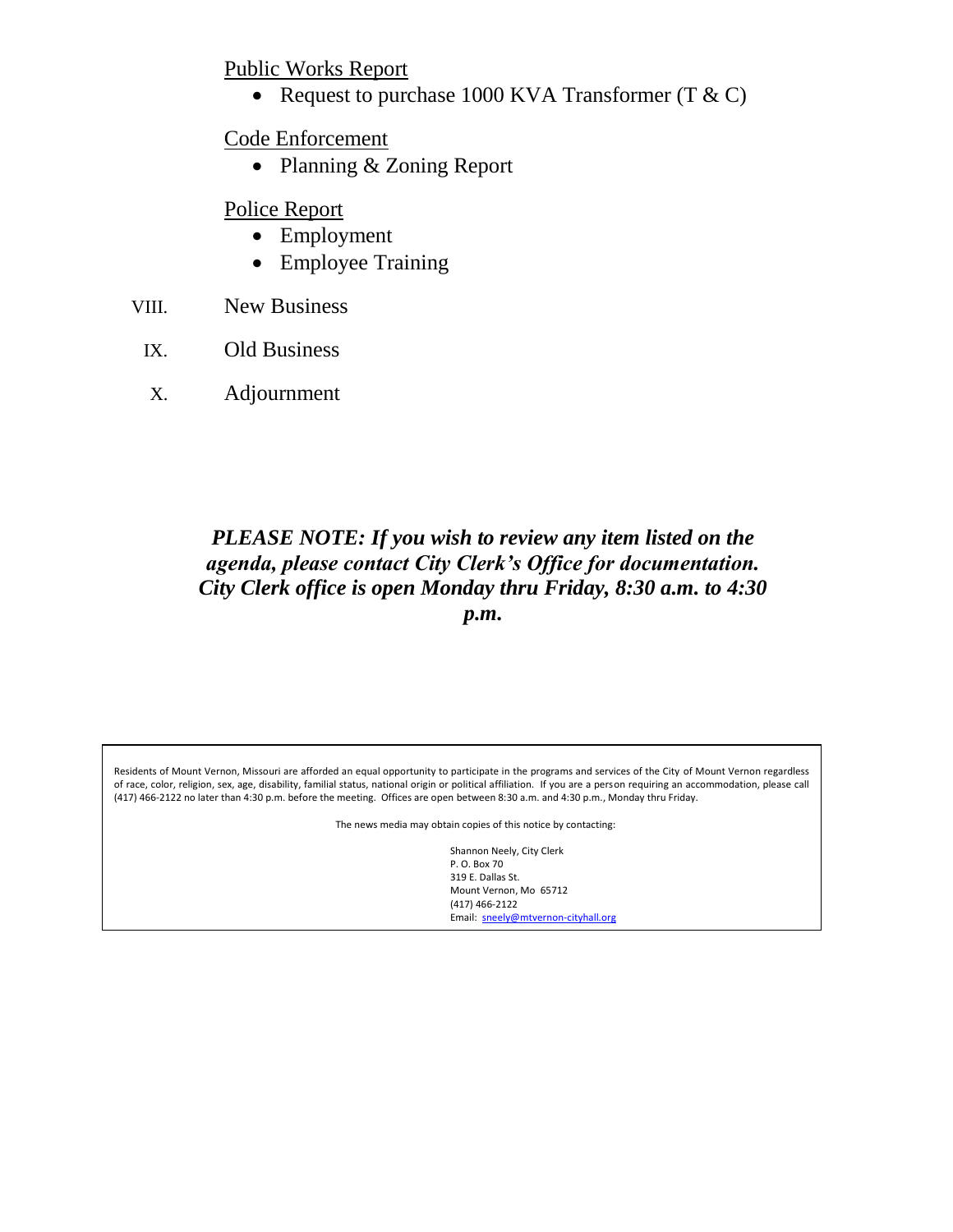Public Works Report

- Request to purchase 1000 KVA Transformer (T & C)

Code Enforcement

- Planning & Zoning Report

Police Report

- Employment
- Employee Training

VIII. New Business

IX. Old Business

X. Adjournment

***PLEASE NOTE: If you wish to review any item listed on the agenda, please contact City Clerk's Office for documentation. City Clerk office is open Monday thru Friday, 8:30 a.m. to 4:30 p.m.***

Residents of Mount Vernon, Missouri are afforded an equal opportunity to participate in the programs and services of the City of Mount Vernon regardless of race, color, religion, sex, age, disability, familial status, national origin or political affiliation. If you are a person requiring an accommodation, please call (417) 466-2122 no later than 4:30 p.m. before the meeting. Offices are open between 8:30 a.m. and 4:30 p.m., Monday thru Friday.

The news media may obtain copies of this notice by contacting:

Shannon Neely, City Clerk
P. O. Box 70
319 E. Dallas St.
Mount Vernon, Mo 65712
(417) 466-2122
Email: sneely@mtvernon-cityhall.org